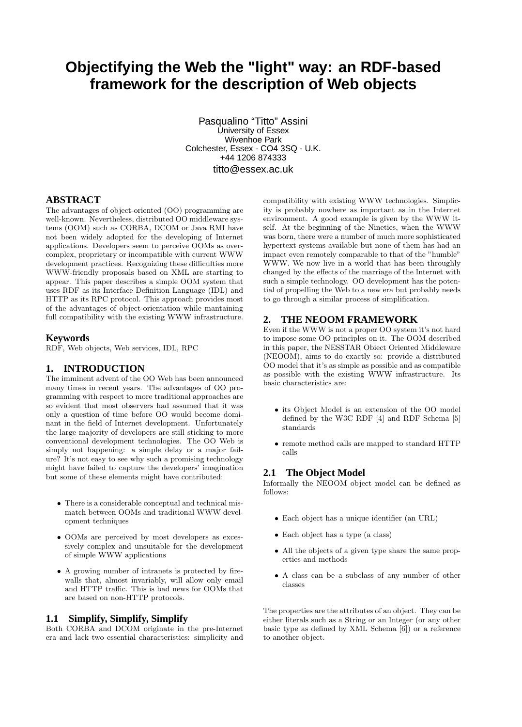# Objectifying the Web the "light" way: an RDF-based framework for the description of Web objects

Pasqualino "Titto" Assini
University of Essex
Wivenhoe Park
Colchester, Essex - CO4 3SQ - U.K.
+44 1206 874333
titto@essex.ac.uk

## ABSTRACT

The advantages of object-oriented (OO) programming are well-known. Nevertheless, distributed OO middleware systems (OOM) such as CORBA, DCOM or Java RMI have not been widely adopted for the developing of Internet applications. Developers seem to perceive OOMs as over-complex, proprietary or incompatible with current WWW development practices. Recognizing these difficulties more WWW-friendly proposals based on XML are starting to appear. This paper describes a simple OOM system that uses RDF as its Interface Definition Language (IDL) and HTTP as its RPC protocol. This approach provides most of the advantages of object-orientation while mantaining full compatibility with the existing WWW infrastructure.

## Keywords

RDF, Web objects, Web services, IDL, RPC

## 1. INTRODUCTION

The imminent advent of the OO Web has been announced many times in recent years. The advantages of OO programming with respect to more traditional approaches are so evident that most observers had assumed that it was only a question of time before OO would become dominant in the field of Internet development. Unfortunately the large majority of developers are still sticking to more conventional development technologies. The OO Web is simply not happening: a simple delay or a major failure? It's not easy to see why such a promising technology might have failed to capture the developers' imagination but some of these elements might have contributed:

- There is a considerable conceptual and technical mismatch between OOMs and traditional WWW development techniques
- OOMs are perceived by most developers as excessively complex and unsuitable for the development of simple WWW applications
- A growing number of intranets is protected by firewalls that, almost invariably, will allow only email and HTTP traffic. This is bad news for OOMs that are based on non-HTTP protocols.

### 1.1 Simplify, Simplify, Simplify

Both CORBA and DCOM originate in the pre-Internet era and lack two essential characteristics: simplicity and compatibility with existing WWW technologies. Simplicity is probably nowhere as important as in the Internet environment. A good example is given by the WWW itself. At the beginning of the Nineties, when the WWW was born, there were a number of much more sophisticated hypertext systems available but none of them has had an impact even remotely comparable to that of the "humble" WWW. We now live in a world that has been throughly changed by the effects of the marriage of the Internet with such a simple technology. OO development has the potential of propelling the Web to a new era but probably needs to go through a similar process of simplification.

## 2. THE NEOOM FRAMEWORK

Even if the WWW is not a proper OO system it's not hard to impose some OO principles on it. The OOM described in this paper, the NESSTAR Obiect Oriented Middleware (NEOOM), aims to do exactly so: provide a distributed OO model that it's as simple as possible and as compatible as possible with the existing WWW infrastructure. Its basic characteristics are:

- its Object Model is an extension of the OO model defined by the W3C RDF [4] and RDF Schema [5] standards
- remote method calls are mapped to standard HTTP calls

### 2.1 The Object Model

Informally the NEOOM object model can be defined as follows:

- Each object has a unique identifier (an URL)
- Each object has a type (a class)
- All the objects of a given type share the same properties and methods
- A class can be a subclass of any number of other classes

The properties are the attributes of an object. They can be either literals such as a String or an Integer (or any other basic type as defined by XML Schema [6]) or a reference to another object.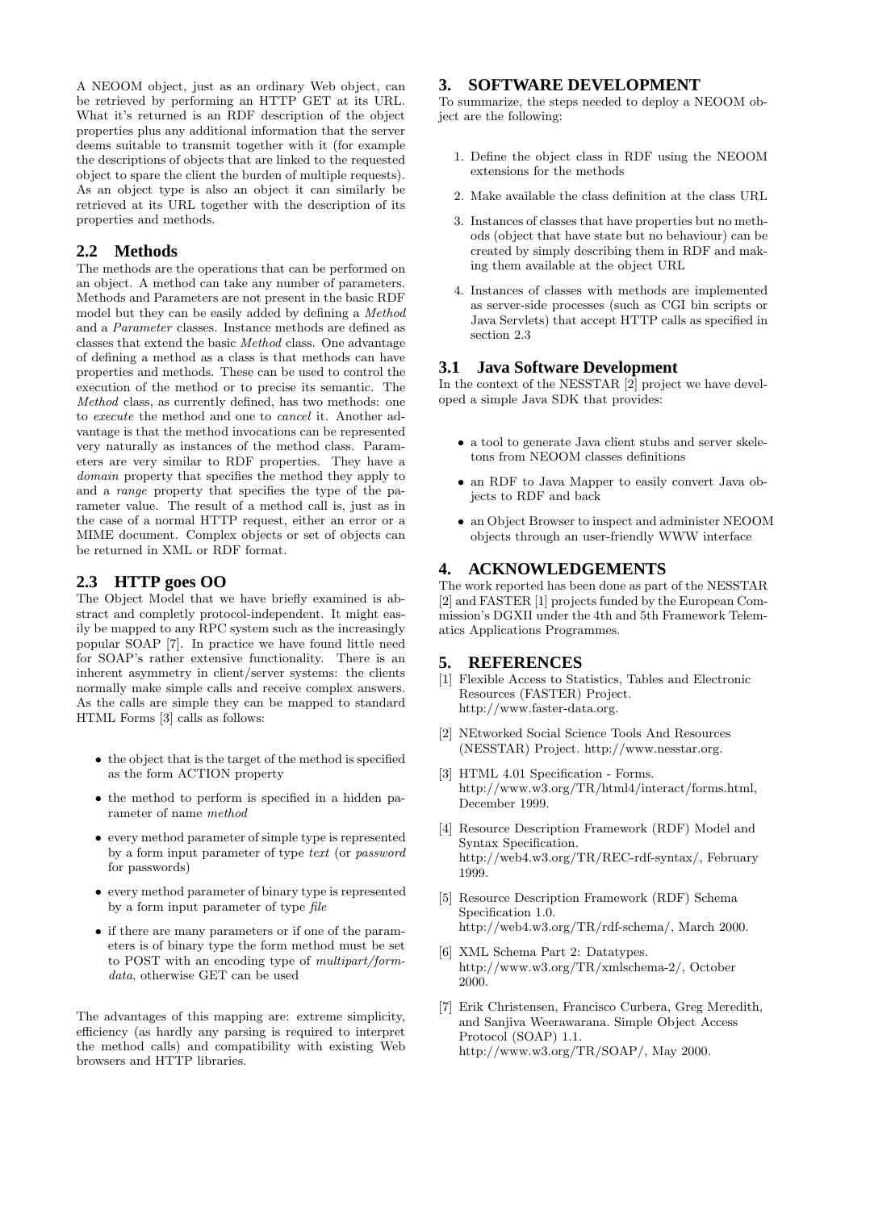A NEOOM object, just as an ordinary Web object, can be retrieved by performing an HTTP GET at its URL. What it's returned is an RDF description of the object properties plus any additional information that the server deems suitable to transmit together with it (for example the descriptions of objects that are linked to the requested object to spare the client the burden of multiple requests). As an object type is also an object it can similarly be retrieved at its URL together with the description of its properties and methods.

## 2.2 Methods

The methods are the operations that can be performed on an object. A method can take any number of parameters. Methods and Parameters are not present in the basic RDF model but they can be easily added by defining a *Method* and a *Parameter* classes. Instance methods are defined as classes that extend the basic *Method* class. One advantage of defining a method as a class is that methods can have properties and methods. These can be used to control the execution of the method or to precise its semantic. The *Method* class, as currently defined, has two methods: one to *execute* the method and one to *cancel* it. Another advantage is that the method invocations can be represented very naturally as instances of the method class. Parameters are very similar to RDF properties. They have a *domain* property that specifies the method they apply to and a *range* property that specifies the type of the parameter value. The result of a method call is, just as in the case of a normal HTTP request, either an error or a MIME document. Complex objects or set of objects can be returned in XML or RDF format.

## 2.3 HTTP goes OO

The Object Model that we have briefly examined is abstract and completly protocol-independent. It might easily be mapped to any RPC system such as the increasingly popular SOAP [7]. In practice we have found little need for SOAP's rather extensive functionality. There is an inherent asymmetry in client/server systems: the clients normally make simple calls and receive complex answers. As the calls are simple they can be mapped to standard HTML Forms [3] calls as follows:

- the object that is the target of the method is specified as the form ACTION property
- the method to perform is specified in a hidden parameter of name *method*
- every method parameter of simple type is represented by a form input parameter of type *text* (or *password* for passwords)
- every method parameter of binary type is represented by a form input parameter of type *file*
- if there are many parameters or if one of the parameters is of binary type the form method must be set to POST with an encoding type of *multipart/form-data*, otherwise GET can be used

The advantages of this mapping are: extreme simplicity, efficiency (as hardly any parsing is required to interpret the method calls) and compatibility with existing Web browsers and HTTP libraries.

# 3. SOFTWARE DEVELOPMENT

To summarize, the steps needed to deploy a NEOOM object are the following:

1. Define the object class in RDF using the NEOOM extensions for the methods
2. Make available the class definition at the class URL
3. Instances of classes that have properties but no methods (object that have state but no behaviour) can be created by simply describing them in RDF and making them available at the object URL
4. Instances of classes with methods are implemented as server-side processes (such as CGI bin scripts or Java Servlets) that accept HTTP calls as specified in section 2.3

## 3.1 Java Software Development

In the context of the NESSTAR [2] project we have developed a simple Java SDK that provides:

- a tool to generate Java client stubs and server skeletons from NEOOM classes definitions
- an RDF to Java Mapper to easily convert Java objects to RDF and back
- an Object Browser to inspect and administer NEOOM objects through an user-friendly WWW interface

# 4. ACKNOWLEDGEMENTS

The work reported has been done as part of the NESSTAR [2] and FASTER [1] projects funded by the European Commission's DGXII under the 4th and 5th Framework Telematics Applications Programmes.

# 5. REFERENCES

[1] Flexible Access to Statistics, Tables and Electronic Resources (FASTER) Project. http://www.faster-data.org.

[2] NEtworked Social Science Tools And Resources (NESSTAR) Project. http://www.nesstar.org.

[3] HTML 4.01 Specification - Forms. http://www.w3.org/TR/html4/interact/forms.html, December 1999.

[4] Resource Description Framework (RDF) Model and Syntax Specification. http://web4.w3.org/TR/REC-rdf-syntax/, February 1999.

[5] Resource Description Framework (RDF) Schema Specification 1.0. http://web4.w3.org/TR/rdf-schema/, March 2000.

[6] XML Schema Part 2: Datatypes. http://www.w3.org/TR/xmlschema-2/, October 2000.

[7] Erik Christensen, Francisco Curbera, Greg Meredith, and Sanjiva Weerawarana. Simple Object Access Protocol (SOAP) 1.1. http://www.w3.org/TR/SOAP/, May 2000.